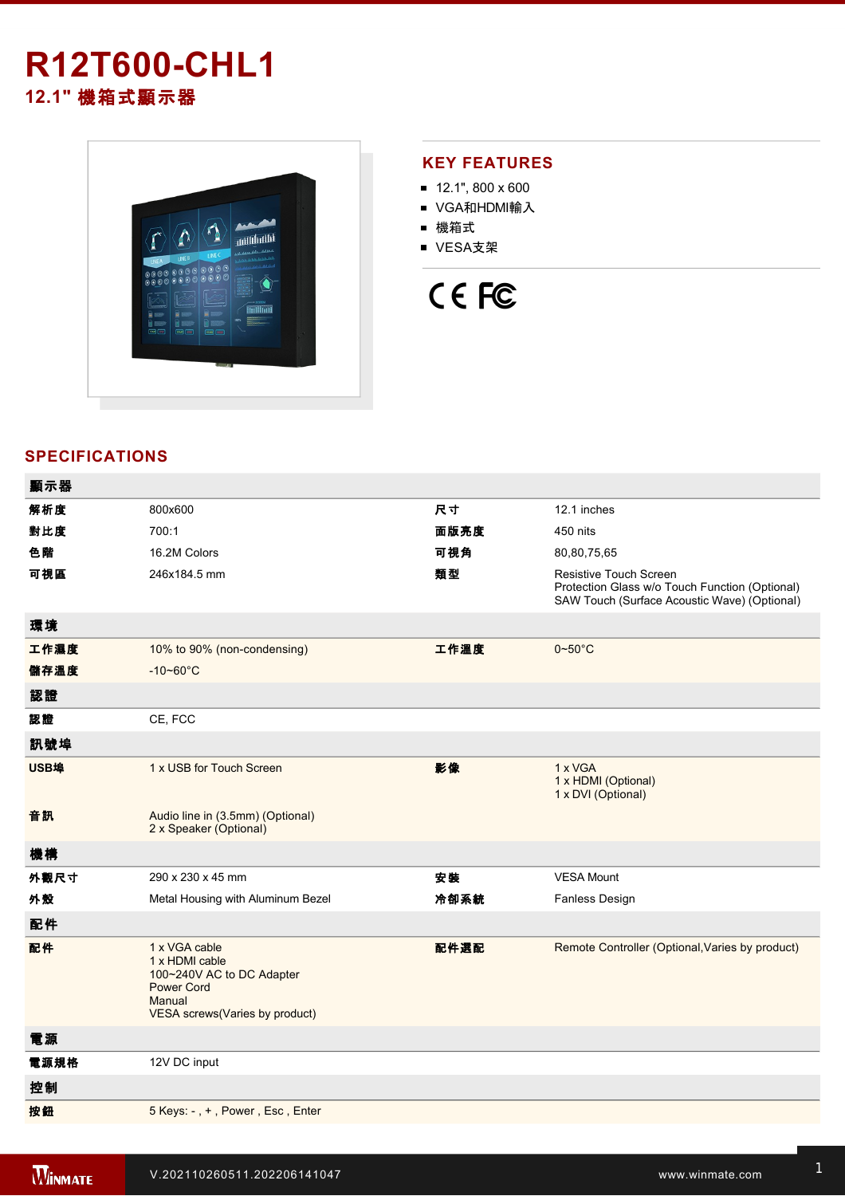# R12T600-CHL1

## 12.1" 機箱式顯示器

## KEY FEATURES

- 12.1", 800 x 600
- VGA和HDMI輸入
- 機箱式
- VESA支架

## SPECIFICATIONS

| 顯示器 | | | |
|---|---|---|---|
| 解析度 | 800x600 | 尺寸 | 12.1 inches |
| 對比度 | 700:1 | 面版亮度 | 450 nits |
| 色階 | 16.2M Colors | 可視角 | 80,80,75,65 |
| 可視區 | 246x184.5 mm | 類型 | Resistive Touch Screen<br>Protection Glass w/o Touch Function (Optional)<br>SAW Touch (Surface Acoustic Wave) (Optional) |
| **環境** | | | |
| 工作濕度 | 10% to 90% (non-condensing) | 工作溫度 | 0~50°C |
| 儲存溫度 | -10~60°C | | |
| **認證** | | | |
| 認證 | CE, FCC | | |
| **訊號埠** | | | |
| USB埠 | 1 x USB for Touch Screen | 影像 | 1 x VGA<br>1 x HDMI (Optional)<br>1 x DVI (Optional) |
| 音訊 | Audio line in (3.5mm) (Optional)<br>2 x Speaker (Optional) | | |
| **機構** | | | |
| 外觀尺寸 | 290 x 230 x 45 mm | 安裝 | VESA Mount |
| 外殼 | Metal Housing with Aluminum Bezel | 冷卻系統 | Fanless Design |
| **配件** | | | |
| 配件 | 1 x VGA cable<br>1 x HDMI cable<br>100~240V AC to DC Adapter<br>Power Cord<br>Manual<br>VESA screws(Varies by product) | 配件選配 | Remote Controller (Optional,Varies by product) |
| **電源** | | | |
| 電源規格 | 12V DC input | | |
| **控制** | | | |
| 按鈕 | 5 Keys: - , + , Power , Esc , Enter | | |

V.202110260511.202206141047 www.winmate.com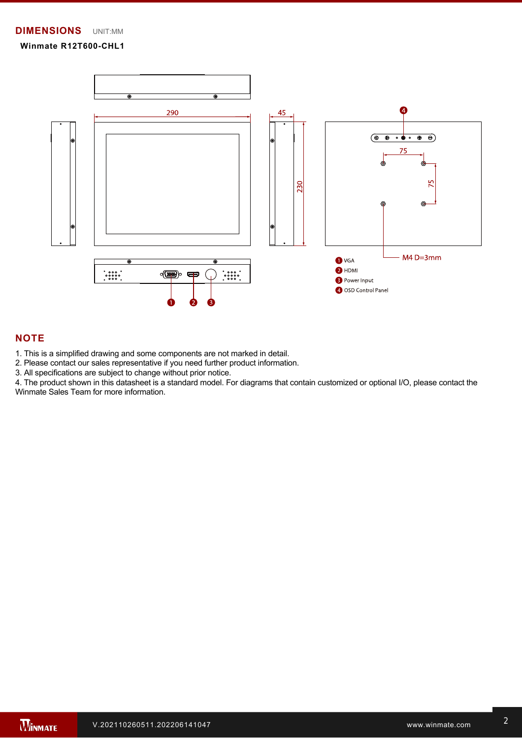## DIMENSIONS UNIT:MM

**Winmate R12T600-CHL1**

290

45

230

75

75

M4 D=3mm

1 VGA
2 HDMI
3 Power Input
4 OSD Control Panel

## NOTE

1. This is a simplified drawing and some components are not marked in detail.
2. Please contact our sales representative if you need further product information.
3. All specifications are subject to change without prior notice.
4. The product shown in this datasheet is a standard model. For diagrams that contain customized or optional I/O, please contact the Winmate Sales Team for more information.